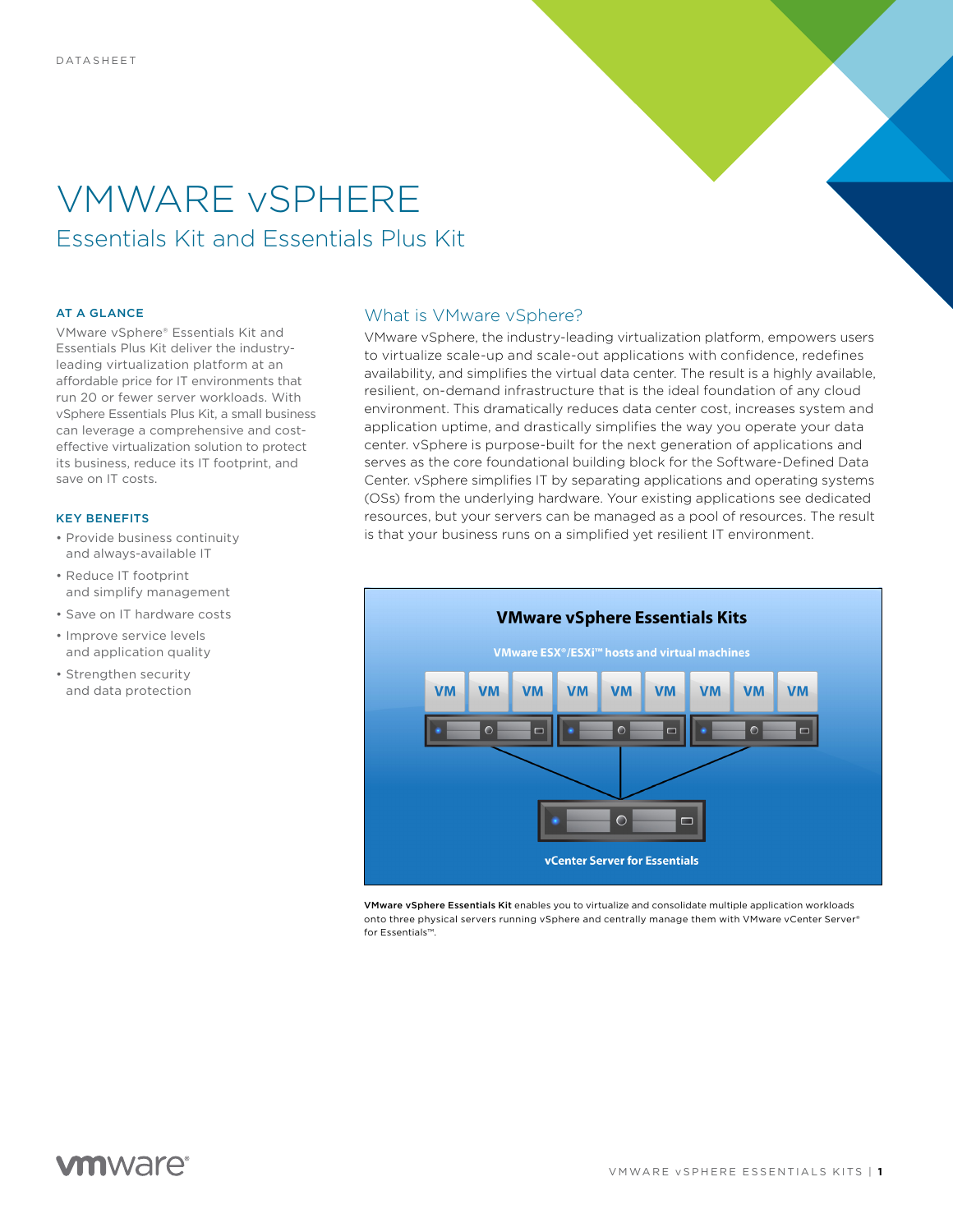DATASHEET

# VMWARE vSPHERE

## Essentials Kit and Essentials Plus Kit

### AT A GLANCE

VMware vSphere® Essentials Kit and Essentials Plus Kit deliver the industry-leading virtualization platform at an affordable price for IT environments that run 20 or fewer server workloads. With vSphere Essentials Plus Kit, a small business can leverage a comprehensive and cost-effective virtualization solution to protect its business, reduce its IT footprint, and save on IT costs.

### KEY BENEFITS

- Provide business continuity and always-available IT
- Reduce IT footprint and simplify management
- Save on IT hardware costs
- Improve service levels and application quality
- Strengthen security and data protection

## What is VMware vSphere?

VMware vSphere, the industry-leading virtualization platform, empowers users to virtualize scale-up and scale-out applications with confidence, redefines availability, and simplifies the virtual data center. The result is a highly available, resilient, on-demand infrastructure that is the ideal foundation of any cloud environment. This dramatically reduces data center cost, increases system and application uptime, and drastically simplifies the way you operate your data center. vSphere is purpose-built for the next generation of applications and serves as the core foundational building block for the Software-Defined Data Center. vSphere simplifies IT by separating applications and operating systems (OSs) from the underlying hardware. Your existing applications see dedicated resources, but your servers can be managed as a pool of resources. The result is that your business runs on a simplified yet resilient IT environment.

**VMware vSphere Essentials Kits**

VMware ESX®/ESXi™ hosts and virtual machines

VM VM VM VM VM VM VM VM VM

vCenter Server for Essentials

**VMware vSphere Essentials Kit** enables you to virtualize and consolidate multiple application workloads onto three physical servers running vSphere and centrally manage them with VMware vCenter Server® for Essentials™.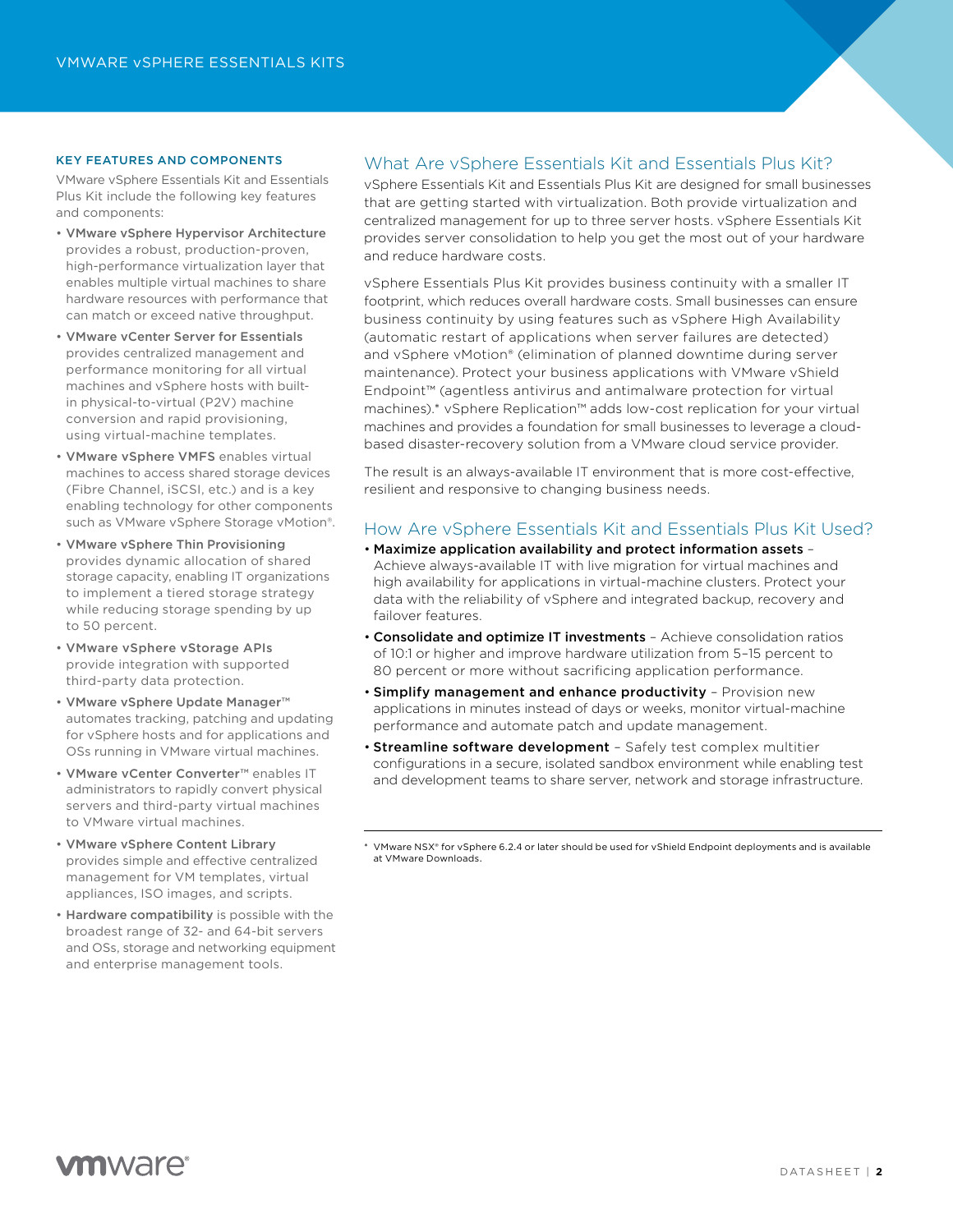## KEY FEATURES AND COMPONENTS

VMware vSphere Essentials Kit and Essentials Plus Kit include the following key features and components:

- **VMware vSphere Hypervisor Architecture** provides a robust, production-proven, high-performance virtualization layer that enables multiple virtual machines to share hardware resources with performance that can match or exceed native throughput.
- **VMware vCenter Server for Essentials** provides centralized management and performance monitoring for all virtual machines and vSphere hosts with built-in physical-to-virtual (P2V) machine conversion and rapid provisioning, using virtual-machine templates.
- **VMware vSphere VMFS** enables virtual machines to access shared storage devices (Fibre Channel, iSCSI, etc.) and is a key enabling technology for other components such as VMware vSphere Storage vMotion®.
- **VMware vSphere Thin Provisioning** provides dynamic allocation of shared storage capacity, enabling IT organizations to implement a tiered storage strategy while reducing storage spending by up to 50 percent.
- **VMware vSphere vStorage APIs** provide integration with supported third-party data protection.
- **VMware vSphere Update Manager™** automates tracking, patching and updating for vSphere hosts and for applications and OSs running in VMware virtual machines.
- **VMware vCenter Converter™** enables IT administrators to rapidly convert physical servers and third-party virtual machines to VMware virtual machines.
- **VMware vSphere Content Library** provides simple and effective centralized management for VM templates, virtual appliances, ISO images, and scripts.
- **Hardware compatibility** is possible with the broadest range of 32- and 64-bit servers and OSs, storage and networking equipment and enterprise management tools.

## What Are vSphere Essentials Kit and Essentials Plus Kit?

vSphere Essentials Kit and Essentials Plus Kit are designed for small businesses that are getting started with virtualization. Both provide virtualization and centralized management for up to three server hosts. vSphere Essentials Kit provides server consolidation to help you get the most out of your hardware and reduce hardware costs.

vSphere Essentials Plus Kit provides business continuity with a smaller IT footprint, which reduces overall hardware costs. Small businesses can ensure business continuity by using features such as vSphere High Availability (automatic restart of applications when server failures are detected) and vSphere vMotion® (elimination of planned downtime during server maintenance). Protect your business applications with VMware vShield Endpoint™ (agentless antivirus and antimalware protection for virtual machines).* vSphere Replication™ adds low-cost replication for your virtual machines and provides a foundation for small businesses to leverage a cloud-based disaster-recovery solution from a VMware cloud service provider.

The result is an always-available IT environment that is more cost-effective, resilient and responsive to changing business needs.

## How Are vSphere Essentials Kit and Essentials Plus Kit Used?

- **Maximize application availability and protect information assets** – Achieve always-available IT with live migration for virtual machines and high availability for applications in virtual-machine clusters. Protect your data with the reliability of vSphere and integrated backup, recovery and failover features.
- **Consolidate and optimize IT investments** – Achieve consolidation ratios of 10:1 or higher and improve hardware utilization from 5–15 percent to 80 percent or more without sacrificing application performance.
- **Simplify management and enhance productivity** – Provision new applications in minutes instead of days or weeks, monitor virtual-machine performance and automate patch and update management.
- **Streamline software development** – Safely test complex multitier configurations in a secure, isolated sandbox environment while enabling test and development teams to share server, network and storage infrastructure.

* VMware NSX® for vSphere 6.2.4 or later should be used for vShield Endpoint deployments and is available at VMware Downloads.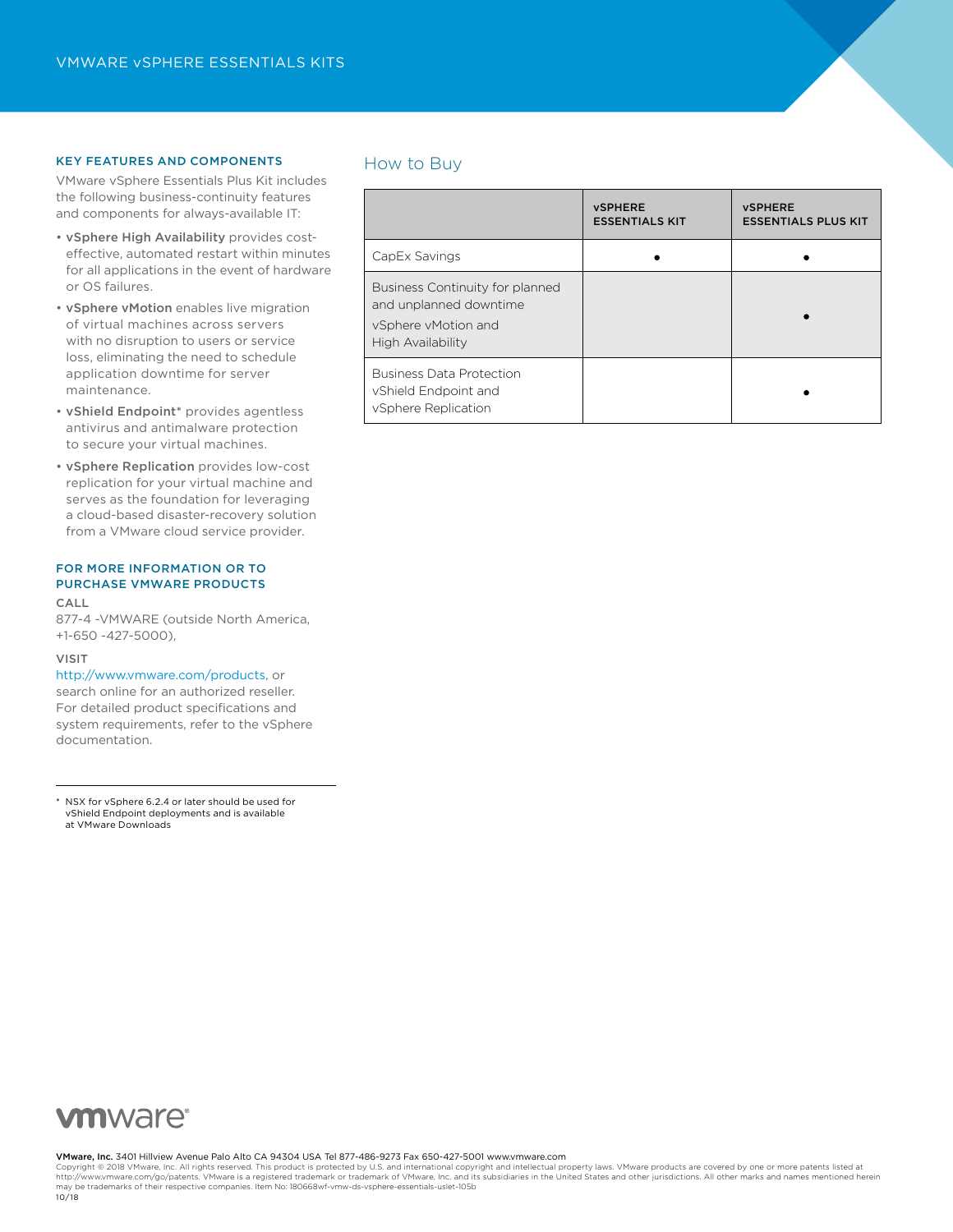## KEY FEATURES AND COMPONENTS

VMware vSphere Essentials Plus Kit includes the following business-continuity features and components for always-available IT:

- **vSphere High Availability** provides cost-effective, automated restart within minutes for all applications in the event of hardware or OS failures.
- **vSphere vMotion** enables live migration of virtual machines across servers with no disruption to users or service loss, eliminating the need to schedule application downtime for server maintenance.
- **vShield Endpoint*** provides agentless antivirus and antimalware protection to secure your virtual machines.
- **vSphere Replication** provides low-cost replication for your virtual machine and serves as the foundation for leveraging a cloud-based disaster-recovery solution from a VMware cloud service provider.

## FOR MORE INFORMATION OR TO PURCHASE VMWARE PRODUCTS

CALL

877-4 -VMWARE (outside North America, +1-650 -427-5000),

VISIT

http://www.vmware.com/products, or search online for an authorized reseller. For detailed product specifications and system requirements, refer to the vSphere documentation.

* NSX for vSphere 6.2.4 or later should be used for vShield Endpoint deployments and is available at VMware Downloads

## How to Buy

| | vSPHERE ESSENTIALS KIT | vSPHERE ESSENTIALS PLUS KIT |
|---|---|---|
| CapEx Savings | • | • |
| Business Continuity for planned and unplanned downtime<br>vSphere vMotion and High Availability | | • |
| Business Data Protection<br>vShield Endpoint and vSphere Replication | | • |

**VMware, Inc.** 3401 Hillview Avenue Palo Alto CA 94304 USA Tel 877-486-9273 Fax 650-427-5001 www.vmware.com
Copyright © 2018 VMware, Inc. All rights reserved. This product is protected by U.S. and international copyright and intellectual property laws. VMware products are covered by one or more patents listed at http://www.vmware.com/go/patents. VMware is a registered trademark or trademark of VMware, Inc. and its subsidiaries in the United States and other jurisdictions. All other marks and names mentioned herein may be trademarks of their respective companies. Item No: 180668wf-vmw-ds-vsphere-essentials-uslet-105b
10/18